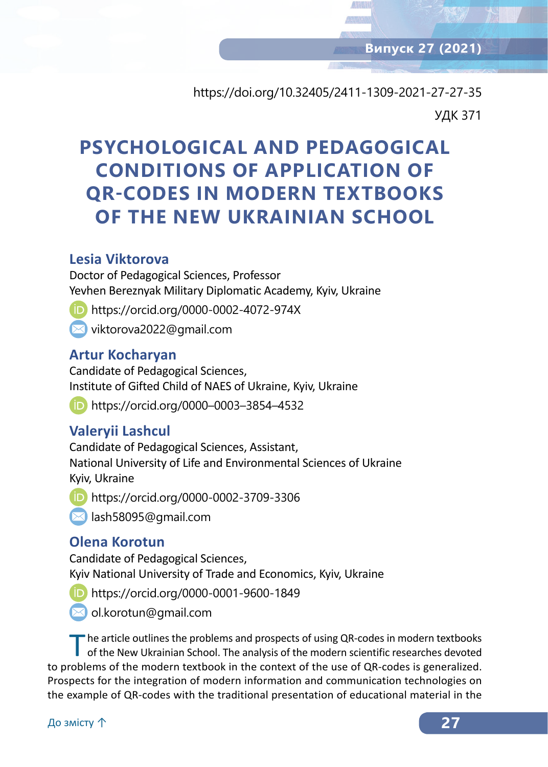https://doi.org/10.32405/2411-1309-2021-27-27-35

УДК 371

# PSYCHOLOGICAL AND PEDAGOGICAL CONDITIONS OF APPLICATION OF QR-CODES IN MODERN TEXTBOOKS OF THE NEW UKRAINIAN SCHOOL

**Lesia Viktorova**
Doctor of Pedagogical Sciences, Professor
Yevhen Bereznyak Military Diplomatic Academy, Kyiv, Ukraine
https://orcid.org/0000-0002-4072-974X
viktorova2022@gmail.com

**Artur Kocharyan**
Candidate of Pedagogical Sciences,
Institute of Gifted Child of NAES of Ukraine, Kyiv, Ukraine
https://orcid.org/0000–0003–3854–4532

**Valeryii Lashcul**
Candidate of Pedagogical Sciences, Assistant,
National University of Life and Environmental Sciences of Ukraine
Kyiv, Ukraine
https://orcid.org/0000-0002-3709-3306
lash58095@gmail.com

**Olena Korotun**
Candidate of Pedagogical Sciences,
Kyiv National University of Trade and Economics, Kyiv, Ukraine
https://orcid.org/0000-0001-9600-1849
ol.korotun@gmail.com

The article outlines the problems and prospects of using QR-codes in modern textbooks of the New Ukrainian School. The analysis of the modern scientific researches devoted to problems of the modern textbook in the context of the use of QR-codes is generalized. Prospects for the integration of modern information and communication technologies on the example of QR-codes with the traditional presentation of educational material in the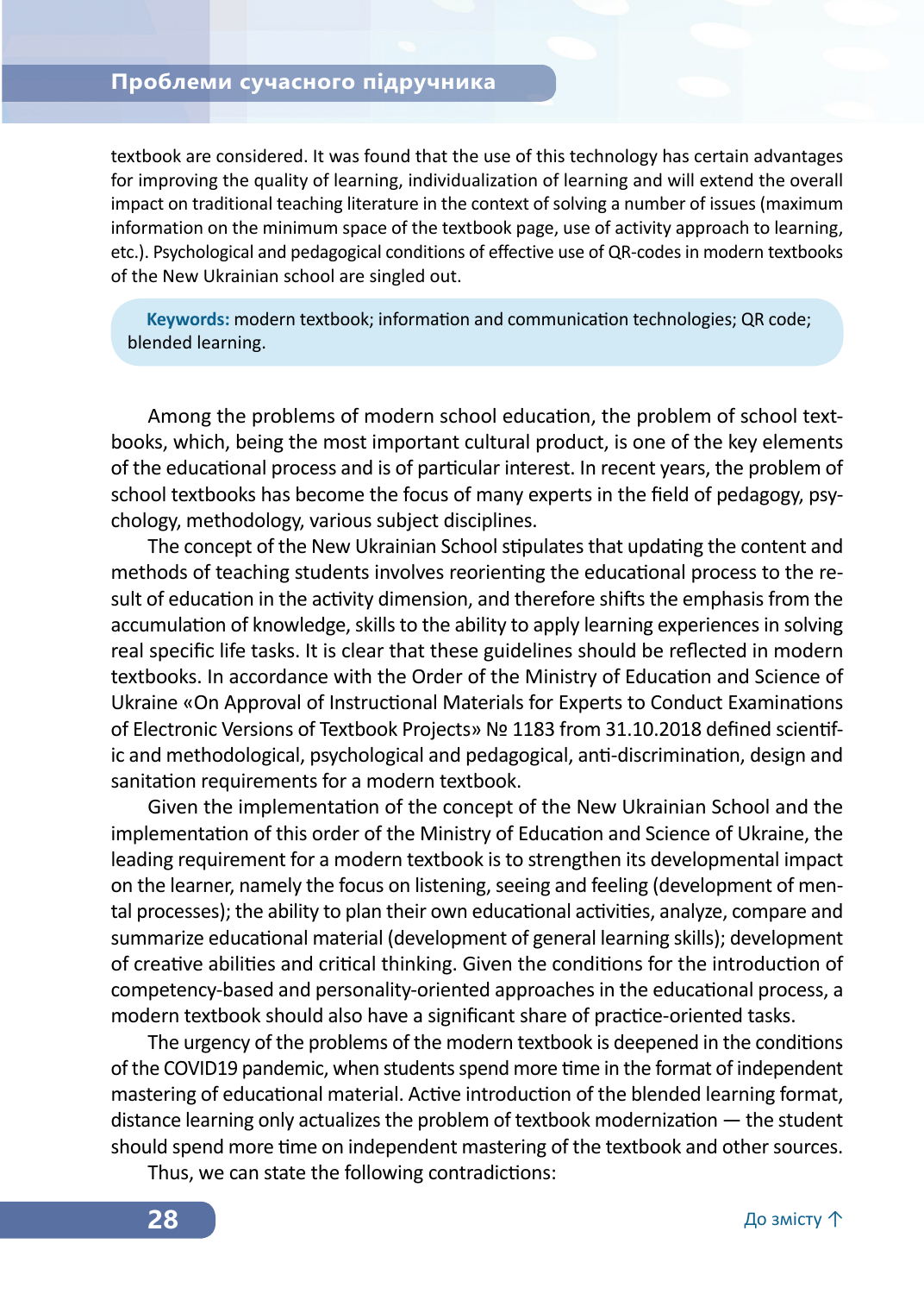textbook are considered. It was found that the use of this technology has certain advantages for improving the quality of learning, individualization of learning and will extend the overall impact on traditional teaching literature in the context of solving a number of issues (maximum information on the minimum space of the textbook page, use of activity approach to learning, etc.). Psychological and pedagogical conditions of effective use of QR-codes in modern textbooks of the New Ukrainian school are singled out.

**Keywords:** modern textbook; information and communication technologies; QR code; blended learning.

Among the problems of modern school education, the problem of school textbooks, which, being the most important cultural product, is one of the key elements of the educational process and is of particular interest. In recent years, the problem of school textbooks has become the focus of many experts in the field of pedagogy, psychology, methodology, various subject disciplines.

The concept of the New Ukrainian School stipulates that updating the content and methods of teaching students involves reorienting the educational process to the result of education in the activity dimension, and therefore shifts the emphasis from the accumulation of knowledge, skills to the ability to apply learning experiences in solving real specific life tasks. It is clear that these guidelines should be reflected in modern textbooks. In accordance with the Order of the Ministry of Education and Science of Ukraine «On Approval of Instructional Materials for Experts to Conduct Examinations of Electronic Versions of Textbook Projects» № 1183 from 31.10.2018 defined scientific and methodological, psychological and pedagogical, anti-discrimination, design and sanitation requirements for a modern textbook.

Given the implementation of the concept of the New Ukrainian School and the implementation of this order of the Ministry of Education and Science of Ukraine, the leading requirement for a modern textbook is to strengthen its developmental impact on the learner, namely the focus on listening, seeing and feeling (development of mental processes); the ability to plan their own educational activities, analyze, compare and summarize educational material (development of general learning skills); development of creative abilities and critical thinking. Given the conditions for the introduction of competency-based and personality-oriented approaches in the educational process, a modern textbook should also have a significant share of practice-oriented tasks.

The urgency of the problems of the modern textbook is deepened in the conditions of the COVID19 pandemic, when students spend more time in the format of independent mastering of educational material. Active introduction of the blended learning format, distance learning only actualizes the problem of textbook modernization — the student should spend more time on independent mastering of the textbook and other sources.

Thus, we can state the following contradictions: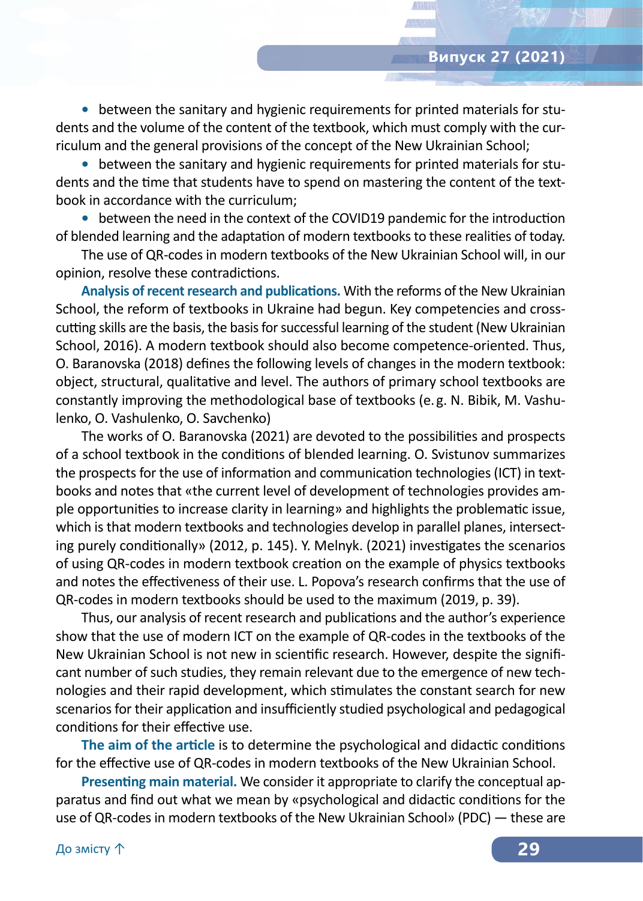- between the sanitary and hygienic requirements for printed materials for students and the volume of the content of the textbook, which must comply with the curriculum and the general provisions of the concept of the New Ukrainian School;
- between the sanitary and hygienic requirements for printed materials for students and the time that students have to spend on mastering the content of the textbook in accordance with the curriculum;
- between the need in the context of the COVID19 pandemic for the introduction of blended learning and the adaptation of modern textbooks to these realities of today.

The use of QR-codes in modern textbooks of the New Ukrainian School will, in our opinion, resolve these contradictions.

**Analysis of recent research and publications.** With the reforms of the New Ukrainian School, the reform of textbooks in Ukraine had begun. Key competencies and cross-cutting skills are the basis, the basis for successful learning of the student (New Ukrainian School, 2016). A modern textbook should also become competence-oriented. Thus, O. Baranovska (2018) defines the following levels of changes in the modern textbook: object, structural, qualitative and level. The authors of primary school textbooks are constantly improving the methodological base of textbooks (e. g. N. Bibik, M. Vashulenko, O. Vashulenko, O. Savchenko)

The works of O. Baranovska (2021) are devoted to the possibilities and prospects of a school textbook in the conditions of blended learning. O. Svistunov summarizes the prospects for the use of information and communication technologies (ICT) in textbooks and notes that «the current level of development of technologies provides ample opportunities to increase clarity in learning» and highlights the problematic issue, which is that modern textbooks and technologies develop in parallel planes, intersecting purely conditionally» (2012, p. 145). Y. Melnyk. (2021) investigates the scenarios of using QR-codes in modern textbook creation on the example of physics textbooks and notes the effectiveness of their use. L. Popova's research confirms that the use of QR-codes in modern textbooks should be used to the maximum (2019, p. 39).

Thus, our analysis of recent research and publications and the author's experience show that the use of modern ICT on the example of QR-codes in the textbooks of the New Ukrainian School is not new in scientific research. However, despite the significant number of such studies, they remain relevant due to the emergence of new technologies and their rapid development, which stimulates the constant search for new scenarios for their application and insufficiently studied psychological and pedagogical conditions for their effective use.

**The aim of the article** is to determine the psychological and didactic conditions for the effective use of QR-codes in modern textbooks of the New Ukrainian School.

**Presenting main material.** We consider it appropriate to clarify the conceptual apparatus and find out what we mean by «psychological and didactic conditions for the use of QR-codes in modern textbooks of the New Ukrainian School» (PDC) — these are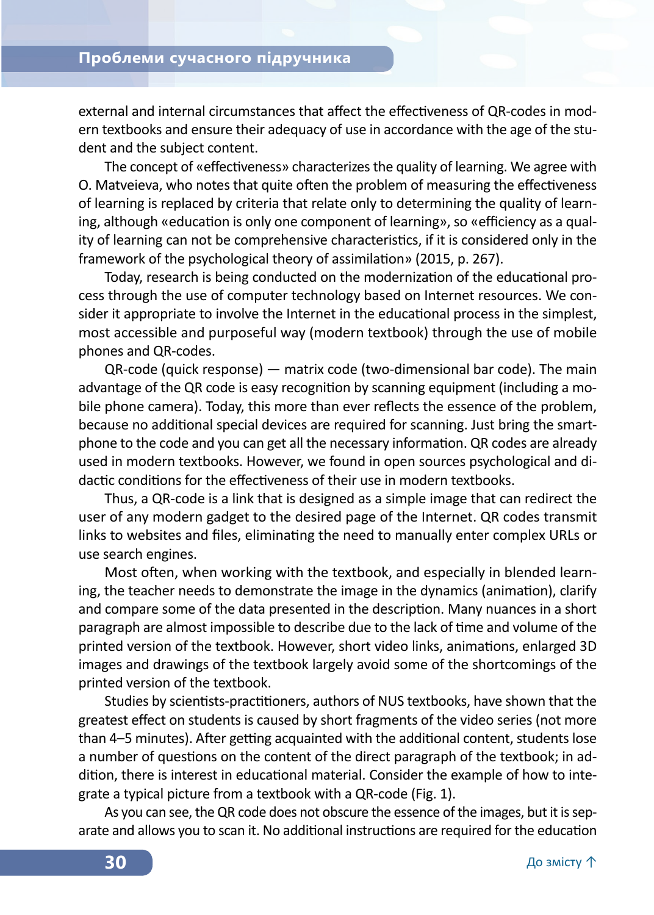external and internal circumstances that affect the effectiveness of QR-codes in modern textbooks and ensure their adequacy of use in accordance with the age of the student and the subject content.

The concept of «effectiveness» characterizes the quality of learning. We agree with O. Matveieva, who notes that quite often the problem of measuring the effectiveness of learning is replaced by criteria that relate only to determining the quality of learning, although «education is only one component of learning», so «efficiency as a quality of learning can not be comprehensive characteristics, if it is considered only in the framework of the psychological theory of assimilation» (2015, p. 267).

Today, research is being conducted on the modernization of the educational process through the use of computer technology based on Internet resources. We consider it appropriate to involve the Internet in the educational process in the simplest, most accessible and purposeful way (modern textbook) through the use of mobile phones and QR-codes.

QR-code (quick response) — matrix code (two-dimensional bar code). The main advantage of the QR code is easy recognition by scanning equipment (including a mobile phone camera). Today, this more than ever reflects the essence of the problem, because no additional special devices are required for scanning. Just bring the smartphone to the code and you can get all the necessary information. QR codes are already used in modern textbooks. However, we found in open sources psychological and didactic conditions for the effectiveness of their use in modern textbooks.

Thus, a QR-code is a link that is designed as a simple image that can redirect the user of any modern gadget to the desired page of the Internet. QR codes transmit links to websites and files, eliminating the need to manually enter complex URLs or use search engines.

Most often, when working with the textbook, and especially in blended learning, the teacher needs to demonstrate the image in the dynamics (animation), clarify and compare some of the data presented in the description. Many nuances in a short paragraph are almost impossible to describe due to the lack of time and volume of the printed version of the textbook. However, short video links, animations, enlarged 3D images and drawings of the textbook largely avoid some of the shortcomings of the printed version of the textbook.

Studies by scientists-practitioners, authors of NUS textbooks, have shown that the greatest effect on students is caused by short fragments of the video series (not more than 4–5 minutes). After getting acquainted with the additional content, students lose a number of questions on the content of the direct paragraph of the textbook; in addition, there is interest in educational material. Consider the example of how to integrate a typical picture from a textbook with a QR-code (Fig. 1).

As you can see, the QR code does not obscure the essence of the images, but it is separate and allows you to scan it. No additional instructions are required for the education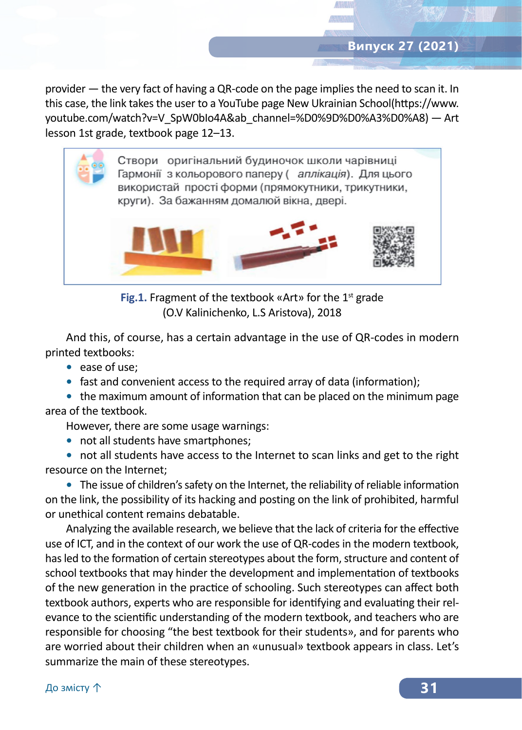provider — the very fact of having a QR-code on the page implies the need to scan it. In this case, the link takes the user to a YouTube page New Ukrainian School(https://www.youtube.com/watch?v=V_SpW0bIo4A&ab_channel=%D0%9D%D0%A3%D0%A8) — Art lesson 1st grade, textbook page 12–13.

Створи оригінальний будиночок школи чарівниці Гармонії з кольорового паперу ( *аплікація*). Для цього використай прості форми (прямокутники, трикутники, круги). За бажанням домалюй вікна, двері.

**Fig.1.** Fragment of the textbook «Art» for the 1st grade (O.V Kalinichenko, L.S Aristova), 2018

And this, of course, has a certain advantage in the use of QR-codes in modern printed textbooks:

- ease of use;
- fast and convenient access to the required array of data (information);
- the maximum amount of information that can be placed on the minimum page area of the textbook.

However, there are some usage warnings:

- not all students have smartphones;
- not all students have access to the Internet to scan links and get to the right resource on the Internet;
- The issue of children's safety on the Internet, the reliability of reliable information on the link, the possibility of its hacking and posting on the link of prohibited, harmful or unethical content remains debatable.

Analyzing the available research, we believe that the lack of criteria for the effective use of ICT, and in the context of our work the use of QR-codes in the modern textbook, has led to the formation of certain stereotypes about the form, structure and content of school textbooks that may hinder the development and implementation of textbooks of the new generation in the practice of schooling. Such stereotypes can affect both textbook authors, experts who are responsible for identifying and evaluating their relevance to the scientific understanding of the modern textbook, and teachers who are responsible for choosing "the best textbook for their students», and for parents who are worried about their children when an «unusual» textbook appears in class. Let's summarize the main of these stereotypes.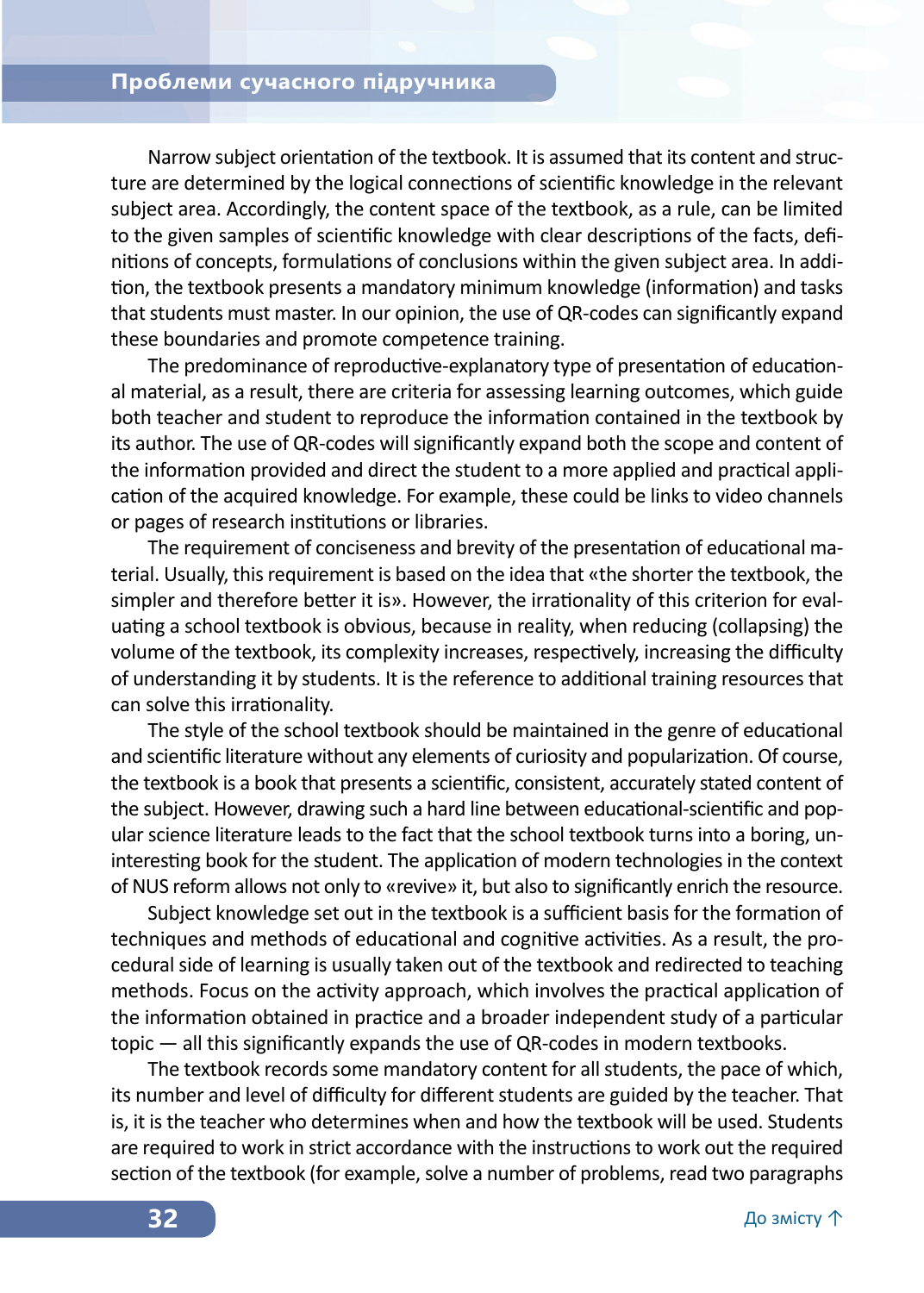Narrow subject orientation of the textbook. It is assumed that its content and structure are determined by the logical connections of scientific knowledge in the relevant subject area. Accordingly, the content space of the textbook, as a rule, can be limited to the given samples of scientific knowledge with clear descriptions of the facts, definitions of concepts, formulations of conclusions within the given subject area. In addition, the textbook presents a mandatory minimum knowledge (information) and tasks that students must master. In our opinion, the use of QR-codes can significantly expand these boundaries and promote competence training.

The predominance of reproductive-explanatory type of presentation of educational material, as a result, there are criteria for assessing learning outcomes, which guide both teacher and student to reproduce the information contained in the textbook by its author. The use of QR-codes will significantly expand both the scope and content of the information provided and direct the student to a more applied and practical application of the acquired knowledge. For example, these could be links to video channels or pages of research institutions or libraries.

The requirement of conciseness and brevity of the presentation of educational material. Usually, this requirement is based on the idea that «the shorter the textbook, the simpler and therefore better it is». However, the irrationality of this criterion for evaluating a school textbook is obvious, because in reality, when reducing (collapsing) the volume of the textbook, its complexity increases, respectively, increasing the difficulty of understanding it by students. It is the reference to additional training resources that can solve this irrationality.

The style of the school textbook should be maintained in the genre of educational and scientific literature without any elements of curiosity and popularization. Of course, the textbook is a book that presents a scientific, consistent, accurately stated content of the subject. However, drawing such a hard line between educational-scientific and popular science literature leads to the fact that the school textbook turns into a boring, uninteresting book for the student. The application of modern technologies in the context of NUS reform allows not only to «revive» it, but also to significantly enrich the resource.

Subject knowledge set out in the textbook is a sufficient basis for the formation of techniques and methods of educational and cognitive activities. As a result, the procedural side of learning is usually taken out of the textbook and redirected to teaching methods. Focus on the activity approach, which involves the practical application of the information obtained in practice and a broader independent study of a particular topic — all this significantly expands the use of QR-codes in modern textbooks.

The textbook records some mandatory content for all students, the pace of which, its number and level of difficulty for different students are guided by the teacher. That is, it is the teacher who determines when and how the textbook will be used. Students are required to work in strict accordance with the instructions to work out the required section of the textbook (for example, solve a number of problems, read two paragraphs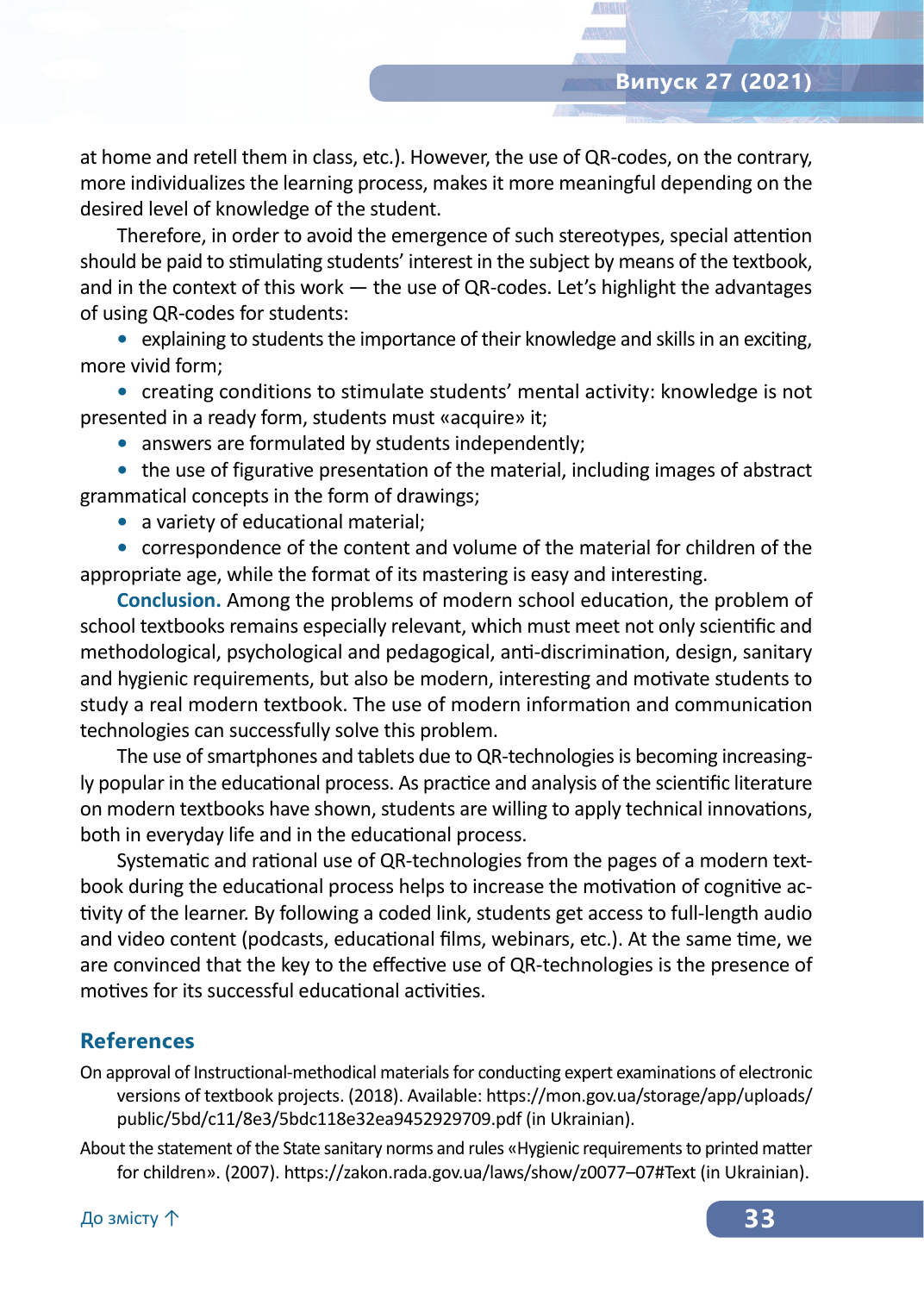at home and retell them in class, etc.). However, the use of QR-codes, on the contrary, more individualizes the learning process, makes it more meaningful depending on the desired level of knowledge of the student.

Therefore, in order to avoid the emergence of such stereotypes, special attention should be paid to stimulating students' interest in the subject by means of the textbook, and in the context of this work — the use of QR-codes. Let's highlight the advantages of using QR-codes for students:

- explaining to students the importance of their knowledge and skills in an exciting, more vivid form;
- creating conditions to stimulate students' mental activity: knowledge is not presented in a ready form, students must «acquire» it;
- answers are formulated by students independently;
- the use of figurative presentation of the material, including images of abstract grammatical concepts in the form of drawings;
- a variety of educational material;
- correspondence of the content and volume of the material for children of the appropriate age, while the format of its mastering is easy and interesting.

**Conclusion.** Among the problems of modern school education, the problem of school textbooks remains especially relevant, which must meet not only scientific and methodological, psychological and pedagogical, anti-discrimination, design, sanitary and hygienic requirements, but also be modern, interesting and motivate students to study a real modern textbook. The use of modern information and communication technologies can successfully solve this problem.

The use of smartphones and tablets due to QR-technologies is becoming increasingly popular in the educational process. As practice and analysis of the scientific literature on modern textbooks have shown, students are willing to apply technical innovations, both in everyday life and in the educational process.

Systematic and rational use of QR-technologies from the pages of a modern textbook during the educational process helps to increase the motivation of cognitive activity of the learner. By following a coded link, students get access to full-length audio and video content (podcasts, educational films, webinars, etc.). At the same time, we are convinced that the key to the effective use of QR-technologies is the presence of motives for its successful educational activities.

## References

On approval of Instructional-methodical materials for conducting expert examinations of electronic versions of textbook projects. (2018). Available: https://mon.gov.ua/storage/app/uploads/public/5bd/c11/8e3/5bdc118e32ea9452929709.pdf (in Ukrainian).

About the statement of the State sanitary norms and rules «Hygienic requirements to printed matter for children». (2007). https://zakon.rada.gov.ua/laws/show/z0077–07#Text (in Ukrainian).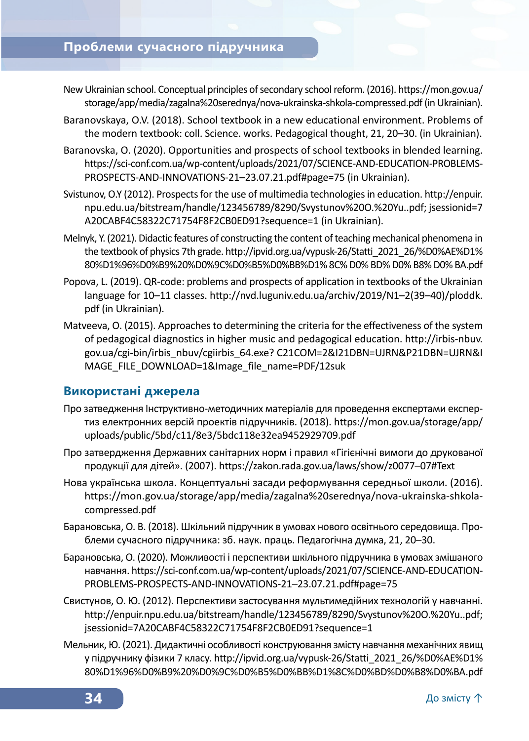New Ukrainian school. Conceptual principles of secondary school reform. (2016). https://mon.gov.ua/storage/app/media/zagalna%20serednya/nova-ukrainska-shkola-compressed.pdf (in Ukrainian).

Baranovskaya, O.V. (2018). School textbook in a new educational environment. Problems of the modern textbook: coll. Science. works. Pedagogical thought, 21, 20–30. (in Ukrainian).

Baranovska, O. (2020). Opportunities and prospects of school textbooks in blended learning. https://sci-conf.com.ua/wp-content/uploads/2021/07/SCIENCE-AND-EDUCATION-PROBLEMS-PROSPECTS-AND-INNOVATIONS-21–23.07.21.pdf#page=75 (in Ukrainian).

Svistunov, O.Y (2012). Prospects for the use of multimedia technologies in education. http://enpuir.npu.edu.ua/bitstream/handle/123456789/8290/Svystunov%20O.%20Yu..pdf; jsessionid=7A20CABF4C58322C71754F8F2CB0ED91?sequence=1 (in Ukrainian).

Melnyk, Y. (2021). Didactic features of constructing the content of teaching mechanical phenomena in the textbook of physics 7th grade. http://ipvid.org.ua/vypusk-26/Statti_2021_26/%D0%AE%D1%80%D1%96%D0%B9%20%D0%9C%D0%B5%D0%BB%D1% 8C% D0% BD% D0% B8% D0% BA.pdf

Popova, L. (2019). QR-code: problems and prospects of application in textbooks of the Ukrainian language for 10–11 classes. http://nvd.luguniv.edu.ua/archiv/2019/N1–2(39–40)/ploddk.pdf (in Ukrainian).

Matveeva, O. (2015). Approaches to determining the criteria for the effectiveness of the system of pedagogical diagnostics in higher music and pedagogical education. http://irbis-nbuv.gov.ua/cgi-bin/irbis_nbuv/cgiirbis_64.exe? C21COM=2&I21DBN=UJRN&P21DBN=UJRN&IMAGE_FILE_DOWNLOAD=1&Image_file_name=PDF/12suk

## Використані джерела

Про затвердження Інструктивно-методичних матеріалів для проведення експертами експертиз електронних версій проектів підручників. (2018). https://mon.gov.ua/storage/app/uploads/public/5bd/c11/8e3/5bdc118e32ea9452929709.pdf

Про затвердження Державних санітарних норм і правил «Гігієнічні вимоги до друкованої продукції для дітей». (2007). https://zakon.rada.gov.ua/laws/show/z0077–07#Text

Нова українська школа. Концептуальні засади реформування середньої школи. (2016). https://mon.gov.ua/storage/app/media/zagalna%20serednya/nova-ukrainska-shkola-compressed.pdf

Барановська, О. В. (2018). Шкільний підручник в умовах нового освітнього середовища. Проблеми сучасного підручника: зб. наук. праць. Педагогічна думка, 21, 20–30.

Барановська, О. (2020). Можливості і перспективи шкільного підручника в умовах змішаного навчання. https://sci-conf.com.ua/wp-content/uploads/2021/07/SCIENCE-AND-EDUCATION-PROBLEMS-PROSPECTS-AND-INNOVATIONS-21–23.07.21.pdf#page=75

Свистунов, О. Ю. (2012). Перспективи застосування мультимедійних технологій у навчанні. http://enpuir.npu.edu.ua/bitstream/handle/123456789/8290/Svystunov%20O.%20Yu..pdf; jsessionid=7A20CABF4C58322C71754F8F2CB0ED91?sequence=1

Мельник, Ю. (2021). Дидактичні особливості конструювання змісту навчання механічних явищ у підручнику фізики 7 класу. http://ipvid.org.ua/vypusk-26/Statti_2021_26/%D0%AE%D1%80%D1%96%D0%B9%20%D0%9C%D0%B5%D0%BB%D1%8C%D0%BD%D0%B8%D0%BA.pdf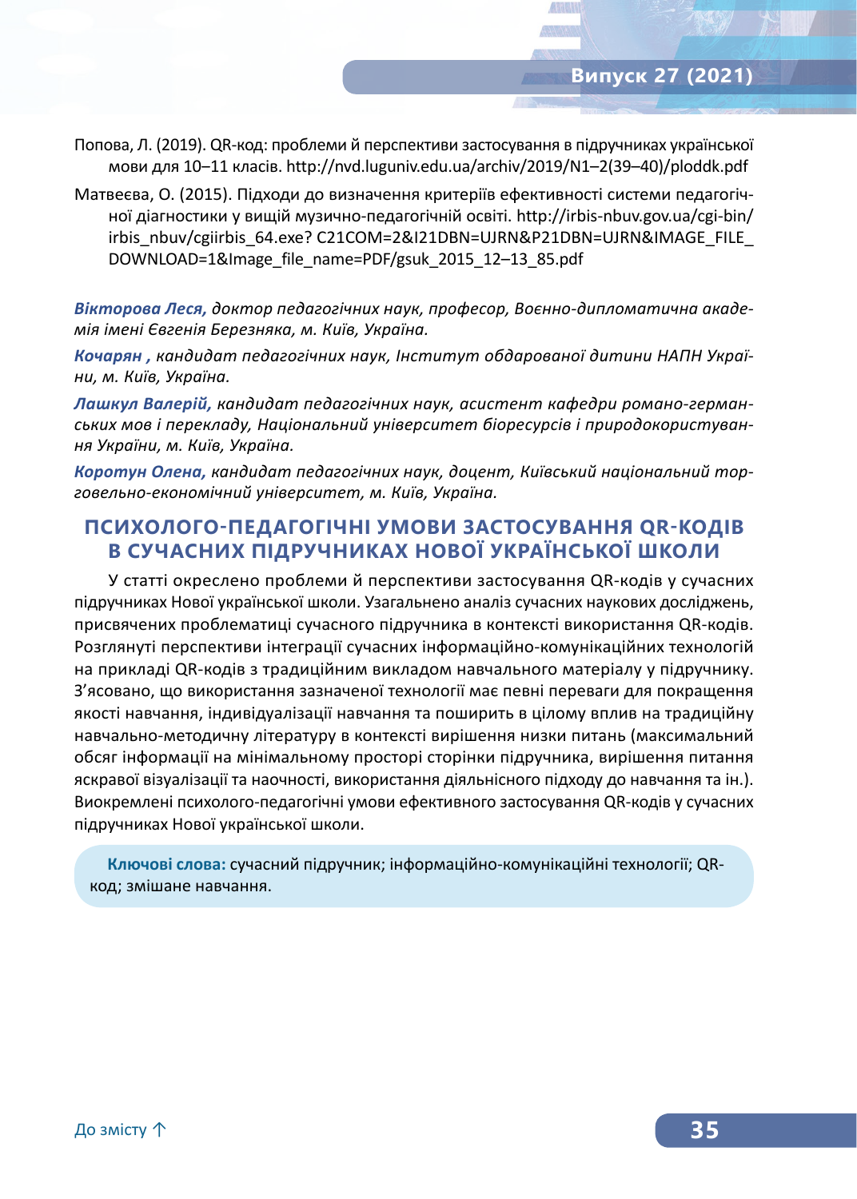Попова, Л. (2019). QR-код: проблеми й перспективи застосування в підручниках української мови для 10–11 класів. http://nvd.luguniv.edu.ua/archiv/2019/N1–2(39–40)/ploddk.pdf

Матвеєва, О. (2015). Підходи до визначення критеріїв ефективності системи педагогічної діагностики у вищій музично-педагогічній освіті. http://irbis-nbuv.gov.ua/cgi-bin/irbis_nbuv/cgiirbis_64.exe? C21COM=2&I21DBN=UJRN&P21DBN=UJRN&IMAGE_FILE_DOWNLOAD=1&Image_file_name=PDF/gsuk_2015_12–13_85.pdf

***Вікторова Леся,*** *доктор педагогічних наук, професор, Воєнно-дипломатична академія імені Євгенія Березняка, м. Київ, Україна.*

***Кочарян ,*** *кандидат педагогічних наук, Інститут обдарованої дитини НАПН України, м. Київ, Україна.*

***Лашкул Валерій,*** *кандидат педагогічних наук, асистент кафедри романо-германських мов і перекладу, Національний університет біоресурсів і природокористування України, м. Київ, Україна.*

***Коротун Олена,*** *кандидат педагогічних наук, доцент, Київський національний торговельно-економічний університет, м. Київ, Україна.*

## ПСИХОЛОГО-ПЕДАГОГІЧНІ УМОВИ ЗАСТОСУВАННЯ QR-КОДІВ В СУЧАСНИХ ПІДРУЧНИКАХ НОВОЇ УКРАЇНСЬКОЇ ШКОЛИ

У статті окреслено проблеми й перспективи застосування QR-кодів у сучасних підручниках Нової української школи. Узагальнено аналіз сучасних наукових досліджень, присвячених проблематиці сучасного підручника в контексті використання QR-кодів. Розглянуті перспективи інтеграції сучасних інформаційно-комунікаційних технологій на прикладі QR-кодів з традиційним викладом навчального матеріалу у підручнику. З'ясовано, що використання зазначеної технології має певні переваги для покращення якості навчання, індивідуалізації навчання та поширить в цілому вплив на традиційну навчально-методичну літературу в контексті вирішення низки питань (максимальний обсяг інформації на мінімальному просторі сторінки підручника, вирішення питання яскравої візуалізації та наочності, використання діяльнісного підходу до навчання та ін.). Виокремлені психолого-педагогічні умови ефективного застосування QR-кодів у сучасних підручниках Нової української школи.

**Ключові слова:** сучасний підручник; інформаційно-комунікаційні технології; QR-код; змішане навчання.